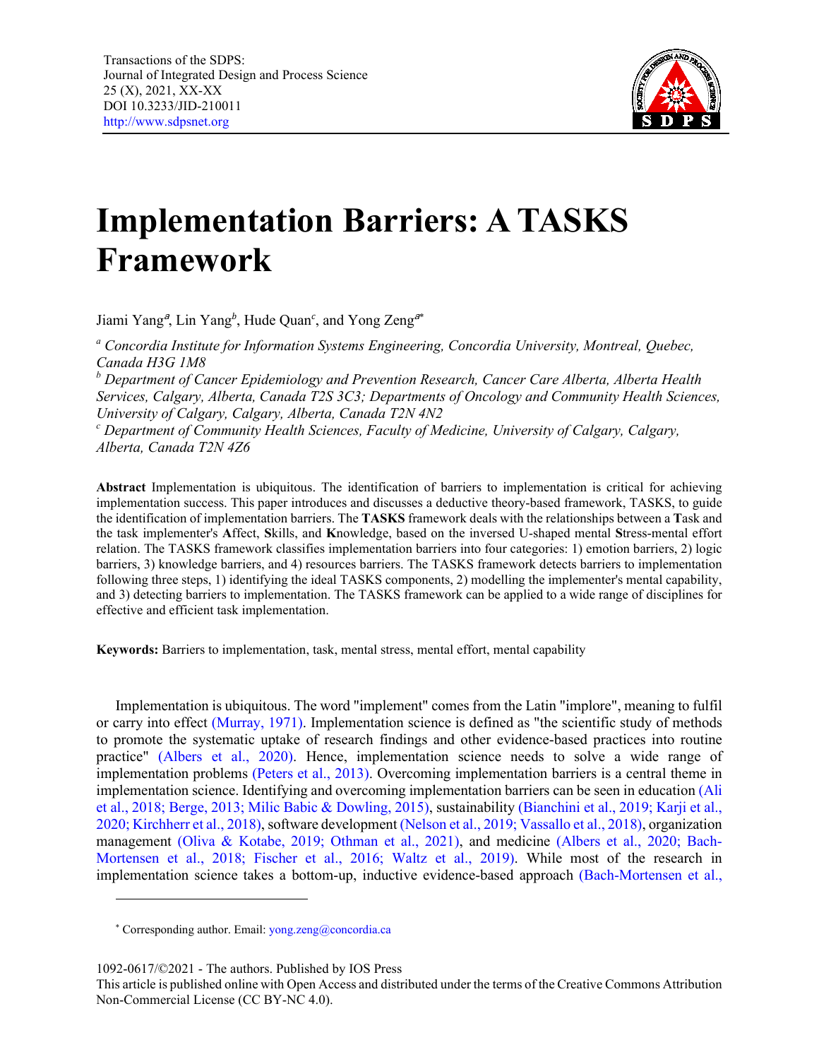# Implementation Barriers: A TASKS Framework

Jiami Yang[a], Lin Yang[b], Hude Quan[c], and Yong Zeng[a*]

[a] *Concordia Institute for Information Systems Engineering, Concordia University, Montreal, Quebec, Canada H3G 1M8*

[b] *Department of Cancer Epidemiology and Prevention Research, Cancer Care Alberta, Alberta Health Services, Calgary, Alberta, Canada T2S 3C3; Departments of Oncology and Community Health Sciences, University of Calgary, Calgary, Alberta, Canada T2N 4N2*

[c] *Department of Community Health Sciences, Faculty of Medicine, University of Calgary, Calgary, Alberta, Canada T2N 4Z6*

**Abstract** Implementation is ubiquitous. The identification of barriers to implementation is critical for achieving implementation success. This paper introduces and discusses a deductive theory-based framework, TASKS, to guide the identification of implementation barriers. The **TASKS** framework deals with the relationships between a **T**ask and the task implementer's **A**ffect, **S**kills, and **K**nowledge, based on the inversed U-shaped mental **S**tress-mental effort relation. The TASKS framework classifies implementation barriers into four categories: 1) emotion barriers, 2) logic barriers, 3) knowledge barriers, and 4) resources barriers. The TASKS framework detects barriers to implementation following three steps, 1) identifying the ideal TASKS components, 2) modelling the implementer's mental capability, and 3) detecting barriers to implementation. The TASKS framework can be applied to a wide range of disciplines for effective and efficient task implementation.

**Keywords:** Barriers to implementation, task, mental stress, mental effort, mental capability

Implementation is ubiquitous. The word "implement" comes from the Latin "implore", meaning to fulfil or carry into effect (Murray, 1971). Implementation science is defined as "the scientific study of methods to promote the systematic uptake of research findings and other evidence-based practices into routine practice" (Albers et al., 2020). Hence, implementation science needs to solve a wide range of implementation problems (Peters et al., 2013). Overcoming implementation barriers is a central theme in implementation science. Identifying and overcoming implementation barriers can be seen in education (Ali et al., 2018; Berge, 2013; Milic Babic & Dowling, 2015), sustainability (Bianchini et al., 2019; Karji et al., 2020; Kirchherr et al., 2018), software development (Nelson et al., 2019; Vassallo et al., 2018), organization management (Oliva & Kotabe, 2019; Othman et al., 2021), and medicine (Albers et al., 2020; Bach-Mortensen et al., 2018; Fischer et al., 2016; Waltz et al., 2019). While most of the research in implementation science takes a bottom-up, inductive evidence-based approach (Bach-Mortensen et al.,

[*] Corresponding author. Email: yong.zeng@concordia.ca

1092-0617/©2021 - The authors. Published by IOS Press

This article is published online with Open Access and distributed under the terms of the Creative Commons Attribution Non-Commercial License (CC BY-NC 4.0).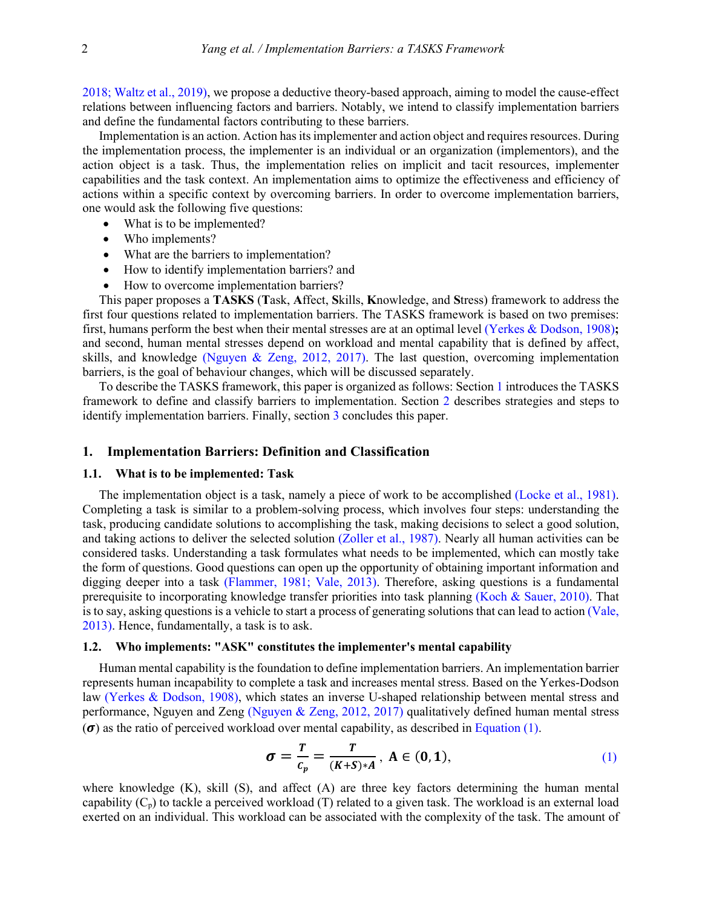2018; Waltz et al., 2019), we propose a deductive theory-based approach, aiming to model the cause-effect relations between influencing factors and barriers. Notably, we intend to classify implementation barriers and define the fundamental factors contributing to these barriers.

Implementation is an action. Action has its implementer and action object and requires resources. During the implementation process, the implementer is an individual or an organization (implementors), and the action object is a task. Thus, the implementation relies on implicit and tacit resources, implementer capabilities and the task context. An implementation aims to optimize the effectiveness and efficiency of actions within a specific context by overcoming barriers. In order to overcome implementation barriers, one would ask the following five questions:

- What is to be implemented?
- Who implements?
- What are the barriers to implementation?
- How to identify implementation barriers? and
- How to overcome implementation barriers?

This paper proposes a **TASKS** (**T**ask, **A**ffect, **S**kills, **K**nowledge, and **S**tress) framework to address the first four questions related to implementation barriers. The TASKS framework is based on two premises: first, humans perform the best when their mental stresses are at an optimal level (Yerkes & Dodson, 1908)**;** and second, human mental stresses depend on workload and mental capability that is defined by affect, skills, and knowledge (Nguyen & Zeng, 2012, 2017). The last question, overcoming implementation barriers, is the goal of behaviour changes, which will be discussed separately.

To describe the TASKS framework, this paper is organized as follows: Section 1 introduces the TASKS framework to define and classify barriers to implementation. Section 2 describes strategies and steps to identify implementation barriers. Finally, section 3 concludes this paper.

## 1. Implementation Barriers: Definition and Classification

### 1.1. What is to be implemented: Task

The implementation object is a task, namely a piece of work to be accomplished (Locke et al., 1981). Completing a task is similar to a problem-solving process, which involves four steps: understanding the task, producing candidate solutions to accomplishing the task, making decisions to select a good solution, and taking actions to deliver the selected solution (Zoller et al., 1987). Nearly all human activities can be considered tasks. Understanding a task formulates what needs to be implemented, which can mostly take the form of questions. Good questions can open up the opportunity of obtaining important information and digging deeper into a task (Flammer, 1981; Vale, 2013). Therefore, asking questions is a fundamental prerequisite to incorporating knowledge transfer priorities into task planning (Koch & Sauer, 2010). That is to say, asking questions is a vehicle to start a process of generating solutions that can lead to action (Vale, 2013). Hence, fundamentally, a task is to ask.

### 1.2. Who implements: "ASK" constitutes the implementer's mental capability

Human mental capability is the foundation to define implementation barriers. An implementation barrier represents human incapability to complete a task and increases mental stress. Based on the Yerkes-Dodson law (Yerkes & Dodson, 1908), which states an inverse U-shaped relationship between mental stress and performance, Nguyen and Zeng (Nguyen & Zeng, 2012, 2017) qualitatively defined human mental stress ($\boldsymbol{\sigma}$) as the ratio of perceived workload over mental capability, as described in Equation (1).

$$\boldsymbol{\sigma} = \frac{\boldsymbol{T}}{\boldsymbol{c_p}} = \frac{\boldsymbol{T}}{(\boldsymbol{K}+\boldsymbol{S})*\boldsymbol{A}}, \ \mathbf{A} \in (\mathbf{0}, \mathbf{1}), \tag{1}$$

where knowledge (K), skill (S), and affect (A) are three key factors determining the human mental capability ($C_p$) to tackle a perceived workload (T) related to a given task. The workload is an external load exerted on an individual. This workload can be associated with the complexity of the task. The amount of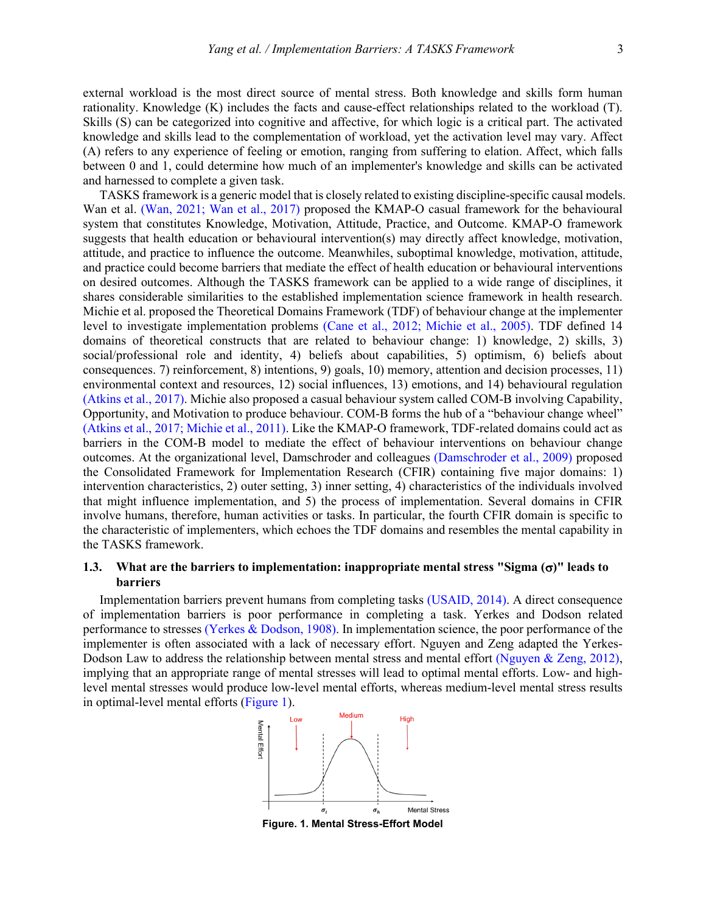external workload is the most direct source of mental stress. Both knowledge and skills form human rationality. Knowledge (K) includes the facts and cause-effect relationships related to the workload (T). Skills (S) can be categorized into cognitive and affective, for which logic is a critical part. The activated knowledge and skills lead to the complementation of workload, yet the activation level may vary. Affect (A) refers to any experience of feeling or emotion, ranging from suffering to elation. Affect, which falls between 0 and 1, could determine how much of an implementer's knowledge and skills can be activated and harnessed to complete a given task.

TASKS framework is a generic model that is closely related to existing discipline-specific causal models. Wan et al. (Wan, 2021; Wan et al., 2017) proposed the KMAP-O casual framework for the behavioural system that constitutes Knowledge, Motivation, Attitude, Practice, and Outcome. KMAP-O framework suggests that health education or behavioural intervention(s) may directly affect knowledge, motivation, attitude, and practice to influence the outcome. Meanwhiles, suboptimal knowledge, motivation, attitude, and practice could become barriers that mediate the effect of health education or behavioural interventions on desired outcomes. Although the TASKS framework can be applied to a wide range of disciplines, it shares considerable similarities to the established implementation science framework in health research. Michie et al. proposed the Theoretical Domains Framework (TDF) of behaviour change at the implementer level to investigate implementation problems (Cane et al., 2012; Michie et al., 2005). TDF defined 14 domains of theoretical constructs that are related to behaviour change: 1) knowledge, 2) skills, 3) social/professional role and identity, 4) beliefs about capabilities, 5) optimism, 6) beliefs about consequences. 7) reinforcement, 8) intentions, 9) goals, 10) memory, attention and decision processes, 11) environmental context and resources, 12) social influences, 13) emotions, and 14) behavioural regulation (Atkins et al., 2017). Michie also proposed a casual behaviour system called COM-B involving Capability, Opportunity, and Motivation to produce behaviour. COM-B forms the hub of a "behaviour change wheel" (Atkins et al., 2017; Michie et al., 2011). Like the KMAP-O framework, TDF-related domains could act as barriers in the COM-B model to mediate the effect of behaviour interventions on behaviour change outcomes. At the organizational level, Damschroder and colleagues (Damschroder et al., 2009) proposed the Consolidated Framework for Implementation Research (CFIR) containing five major domains: 1) intervention characteristics, 2) outer setting, 3) inner setting, 4) characteristics of the individuals involved that might influence implementation, and 5) the process of implementation. Several domains in CFIR involve humans, therefore, human activities or tasks. In particular, the fourth CFIR domain is specific to the characteristic of implementers, which echoes the TDF domains and resembles the mental capability in the TASKS framework.

### 1.3. What are the barriers to implementation: inappropriate mental stress "Sigma ($\sigma$)" leads to barriers

Implementation barriers prevent humans from completing tasks (USAID, 2014). A direct consequence of implementation barriers is poor performance in completing a task. Yerkes and Dodson related performance to stresses (Yerkes & Dodson, 1908). In implementation science, the poor performance of the implementer is often associated with a lack of necessary effort. Nguyen and Zeng adapted the Yerkes-Dodson Law to address the relationship between mental stress and mental effort (Nguyen & Zeng, 2012), implying that an appropriate range of mental stresses will lead to optimal mental efforts. Low- and high-level mental stresses would produce low-level mental efforts, whereas medium-level mental stress results in optimal-level mental efforts (Figure 1).

Mental Effort
Low
Medium
High
$\sigma_l$
$\sigma_h$
Mental Stress

**Figure. 1. Mental Stress-Effort Model**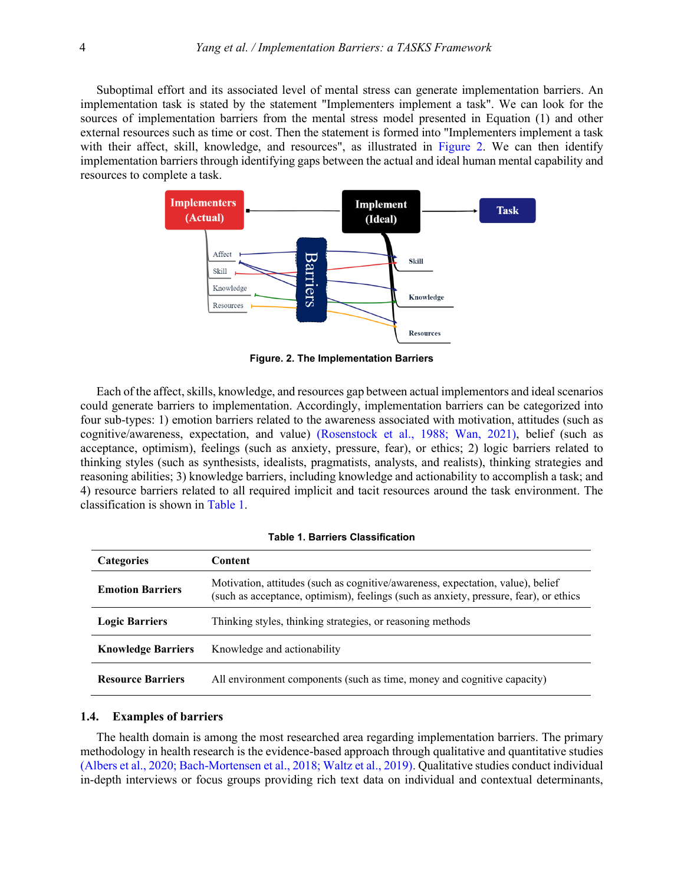Suboptimal effort and its associated level of mental stress can generate implementation barriers. An implementation task is stated by the statement "Implementers implement a task". We can look for the sources of implementation barriers from the mental stress model presented in Equation (1) and other external resources such as time or cost. Then the statement is formed into "Implementers implement a task with their affect, skill, knowledge, and resources", as illustrated in Figure 2. We can then identify implementation barriers through identifying gaps between the actual and ideal human mental capability and resources to complete a task.

Implementers (Actual)

Implement (Ideal)

Task

Affect

Skill

Knowledge

Resources

Barriers

Skill

Knowledge

Resources

**Figure. 2. The Implementation Barriers**

Each of the affect, skills, knowledge, and resources gap between actual implementors and ideal scenarios could generate barriers to implementation. Accordingly, implementation barriers can be categorized into four sub-types: 1) emotion barriers related to the awareness associated with motivation, attitudes (such as cognitive/awareness, expectation, and value) (Rosenstock et al., 1988; Wan, 2021), belief (such as acceptance, optimism), feelings (such as anxiety, pressure, fear), or ethics; 2) logic barriers related to thinking styles (such as synthesists, idealists, pragmatists, analysts, and realists), thinking strategies and reasoning abilities; 3) knowledge barriers, including knowledge and actionability to accomplish a task; and 4) resource barriers related to all required implicit and tacit resources around the task environment. The classification is shown in Table 1.

**Table 1. Barriers Classification**

| Categories | Content |
| --- | --- |
| **Emotion Barriers** | Motivation, attitudes (such as cognitive/awareness, expectation, value), belief (such as acceptance, optimism), feelings (such as anxiety, pressure, fear), or ethics |
| **Logic Barriers** | Thinking styles, thinking strategies, or reasoning methods |
| **Knowledge Barriers** | Knowledge and actionability |
| **Resource Barriers** | All environment components (such as time, money and cognitive capacity) |

### 1.4. Examples of barriers

The health domain is among the most researched area regarding implementation barriers. The primary methodology in health research is the evidence-based approach through qualitative and quantitative studies (Albers et al., 2020; Bach-Mortensen et al., 2018; Waltz et al., 2019). Qualitative studies conduct individual in-depth interviews or focus groups providing rich text data on individual and contextual determinants,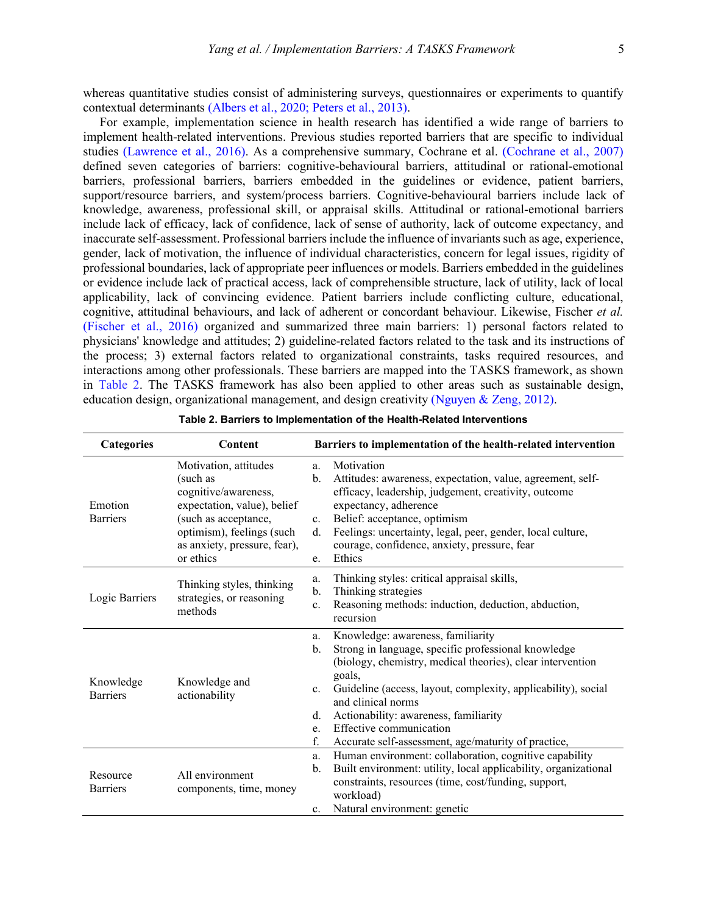whereas quantitative studies consist of administering surveys, questionnaires or experiments to quantify contextual determinants (Albers et al., 2020; Peters et al., 2013).

For example, implementation science in health research has identified a wide range of barriers to implement health-related interventions. Previous studies reported barriers that are specific to individual studies (Lawrence et al., 2016). As a comprehensive summary, Cochrane et al. (Cochrane et al., 2007) defined seven categories of barriers: cognitive-behavioural barriers, attitudinal or rational-emotional barriers, professional barriers, barriers embedded in the guidelines or evidence, patient barriers, support/resource barriers, and system/process barriers. Cognitive-behavioural barriers include lack of knowledge, awareness, professional skill, or appraisal skills. Attitudinal or rational-emotional barriers include lack of efficacy, lack of confidence, lack of sense of authority, lack of outcome expectancy, and inaccurate self-assessment. Professional barriers include the influence of invariants such as age, experience, gender, lack of motivation, the influence of individual characteristics, concern for legal issues, rigidity of professional boundaries, lack of appropriate peer influences or models. Barriers embedded in the guidelines or evidence include lack of practical access, lack of comprehensible structure, lack of utility, lack of local applicability, lack of convincing evidence. Patient barriers include conflicting culture, educational, cognitive, attitudinal behaviours, and lack of adherent or concordant behaviour. Likewise, Fischer *et al.* (Fischer et al., 2016) organized and summarized three main barriers: 1) personal factors related to physicians' knowledge and attitudes; 2) guideline-related factors related to the task and its instructions of the process; 3) external factors related to organizational constraints, tasks required resources, and interactions among other professionals. These barriers are mapped into the TASKS framework, as shown in Table 2. The TASKS framework has also been applied to other areas such as sustainable design, education design, organizational management, and design creativity (Nguyen & Zeng, 2012).

**Table 2. Barriers to Implementation of the Health-Related Interventions**

| Categories | Content | Barriers to implementation of the health-related intervention |
|---|---|---|
| Emotion Barriers | Motivation, attitudes (such as cognitive/awareness, expectation, value), belief (such as acceptance, optimism), feelings (such as anxiety, pressure, fear), or ethics | a. Motivation<br>b. Attitudes: awareness, expectation, value, agreement, self-efficacy, leadership, judgement, creativity, outcome expectancy, adherence<br>c. Belief: acceptance, optimism<br>d. Feelings: uncertainty, legal, peer, gender, local culture, courage, confidence, anxiety, pressure, fear<br>e. Ethics |
| Logic Barriers | Thinking styles, thinking strategies, or reasoning methods | a. Thinking styles: critical appraisal skills,<br>b. Thinking strategies<br>c. Reasoning methods: induction, deduction, abduction, recursion |
| Knowledge Barriers | Knowledge and actionability | a. Knowledge: awareness, familiarity<br>b. Strong in language, specific professional knowledge (biology, chemistry, medical theories), clear intervention goals,<br>c. Guideline (access, layout, complexity, applicability), social and clinical norms<br>d. Actionability: awareness, familiarity<br>e. Effective communication<br>f. Accurate self-assessment, age/maturity of practice, |
| Resource Barriers | All environment components, time, money | a. Human environment: collaboration, cognitive capability<br>b. Built environment: utility, local applicability, organizational constraints, resources (time, cost/funding, support, workload)<br>c. Natural environment: genetic |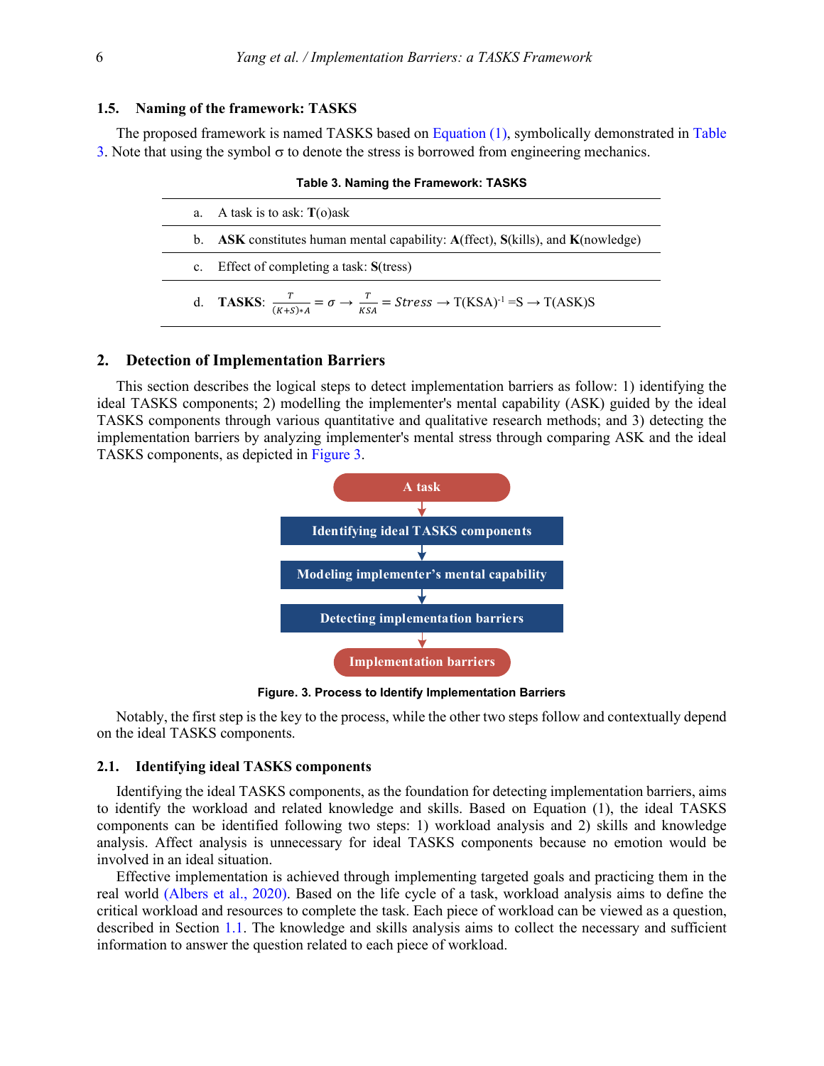## 1.5. Naming of the framework: TASKS

The proposed framework is named TASKS based on Equation (1), symbolically demonstrated in Table 3. Note that using the symbol σ to denote the stress is borrowed from engineering mechanics.

**Table 3. Naming the Framework: TASKS**

| | |
|---|---|
| a. | A task is to ask: **T**(o)ask |
| b. | **ASK** constitutes human mental capability: **A**(ffect), **S**(kills), and **K**(nowledge) |
| c. | Effect of completing a task: **S**(tress) |
| d. | **TASKS**: $\frac{T}{(K+S)*A} = \sigma \rightarrow \frac{T}{KSA} = Stress \rightarrow T(KSA)^{-1} = S \rightarrow T(ASK)S$ |

## 2. Detection of Implementation Barriers

This section describes the logical steps to detect implementation barriers as follow: 1) identifying the ideal TASKS components; 2) modelling the implementer's mental capability (ASK) guided by the ideal TASKS components through various quantitative and qualitative research methods; and 3) detecting the implementation barriers by analyzing implementer's mental stress through comparing ASK and the ideal TASKS components, as depicted in Figure 3.

A task

Identifying ideal TASKS components

Modeling implementer's mental capability

Detecting implementation barriers

Implementation barriers

**Figure. 3. Process to Identify Implementation Barriers**

Notably, the first step is the key to the process, while the other two steps follow and contextually depend on the ideal TASKS components.

### 2.1. Identifying ideal TASKS components

Identifying the ideal TASKS components, as the foundation for detecting implementation barriers, aims to identify the workload and related knowledge and skills. Based on Equation (1), the ideal TASKS components can be identified following two steps: 1) workload analysis and 2) skills and knowledge analysis. Affect analysis is unnecessary for ideal TASKS components because no emotion would be involved in an ideal situation.

Effective implementation is achieved through implementing targeted goals and practicing them in the real world (Albers et al., 2020). Based on the life cycle of a task, workload analysis aims to define the critical workload and resources to complete the task. Each piece of workload can be viewed as a question, described in Section 1.1. The knowledge and skills analysis aims to collect the necessary and sufficient information to answer the question related to each piece of workload.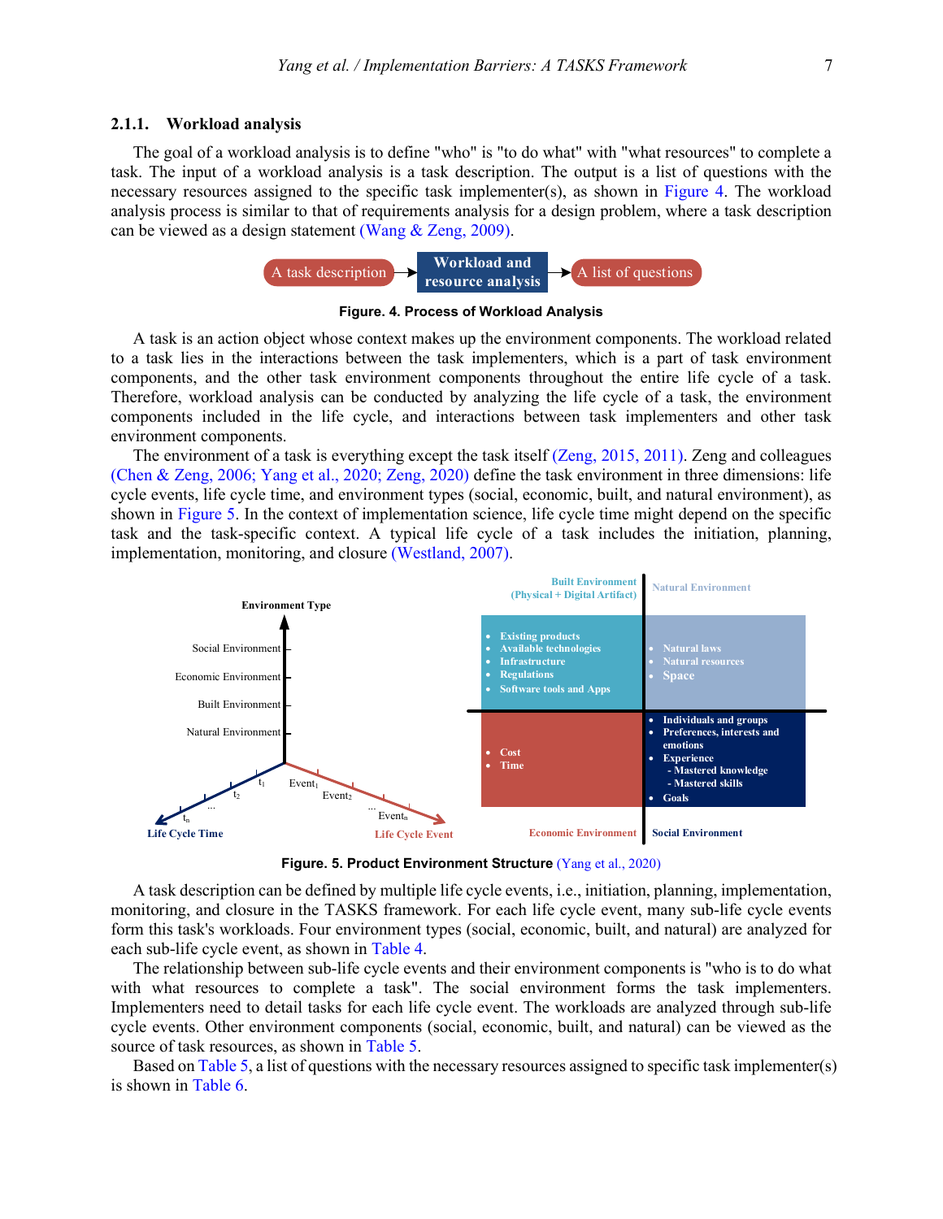### 2.1.1. Workload analysis

The goal of a workload analysis is to define "who" is "to do what" with "what resources" to complete a task. The input of a workload analysis is a task description. The output is a list of questions with the necessary resources assigned to the specific task implementer(s), as shown in Figure 4. The workload analysis process is similar to that of requirements analysis for a design problem, where a task description can be viewed as a design statement (Wang & Zeng, 2009).

A task description → Workload and resource analysis → A list of questions

**Figure. 4. Process of Workload Analysis**

A task is an action object whose context makes up the environment components. The workload related to a task lies in the interactions between the task implementers, which is a part of task environment components, and the other task environment components throughout the entire life cycle of a task. Therefore, workload analysis can be conducted by analyzing the life cycle of a task, the environment components included in the life cycle, and interactions between task implementers and other task environment components.

The environment of a task is everything except the task itself (Zeng, 2015, 2011). Zeng and colleagues (Chen & Zeng, 2006; Yang et al., 2020; Zeng, 2020) define the task environment in three dimensions: life cycle events, life cycle time, and environment types (social, economic, built, and natural environment), as shown in Figure 5. In the context of implementation science, life cycle time might depend on the specific task and the task-specific context. A typical life cycle of a task includes the initiation, planning, implementation, monitoring, and closure (Westland, 2007).

Environment Type
Social Environment
Economic Environment
Built Environment
Natural Environment
$t_1$
$t_2$
...
$t_n$
Life Cycle Time
$Event_1$
$Event_2$
...
$Event_n$
Life Cycle Event

Built Environment (Physical + Digital Artifact)
- Existing products
- Available technologies
- Infrastructure
- Regulations
- Software tools and Apps

Natural Environment
- Natural laws
- Natural resources
- Space

Economic Environment
- Cost
- Time

Social Environment
- Individuals and groups
- Preferences, interests and emotions
- Experience
  - Mastered knowledge
  - Mastered skills
- Goals

**Figure. 5. Product Environment Structure** (Yang et al., 2020)

A task description can be defined by multiple life cycle events, i.e., initiation, planning, implementation, monitoring, and closure in the TASKS framework. For each life cycle event, many sub-life cycle events form this task's workloads. Four environment types (social, economic, built, and natural) are analyzed for each sub-life cycle event, as shown in Table 4.

The relationship between sub-life cycle events and their environment components is "who is to do what with what resources to complete a task". The social environment forms the task implementers. Implementers need to detail tasks for each life cycle event. The workloads are analyzed through sub-life cycle events. Other environment components (social, economic, built, and natural) can be viewed as the source of task resources, as shown in Table 5.

Based on Table 5, a list of questions with the necessary resources assigned to specific task implementer(s) is shown in Table 6.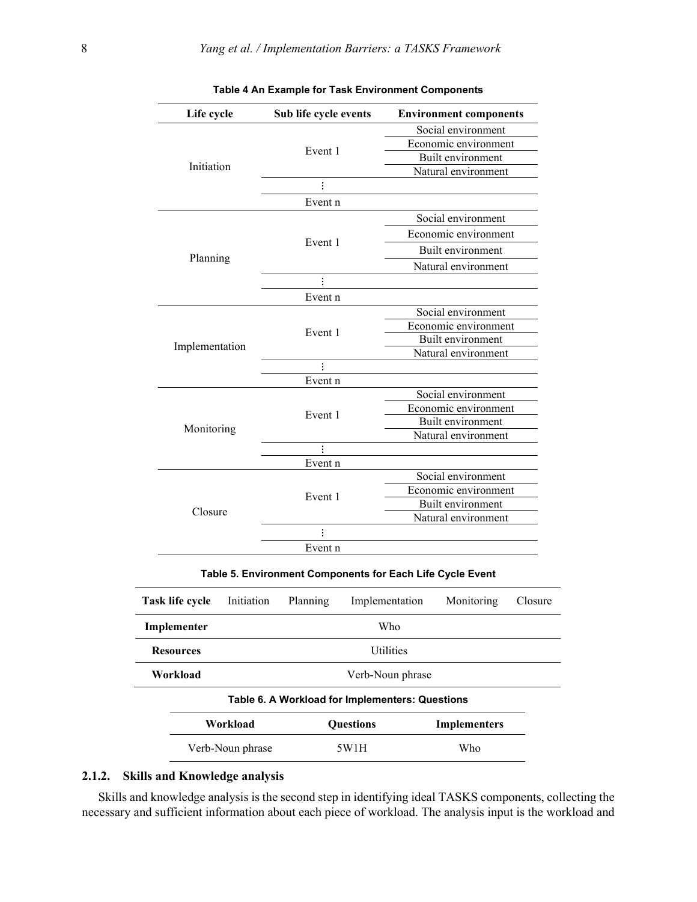**Table 4 An Example for Task Environment Components**

| Life cycle | Sub life cycle events | Environment components |
|---|---|---|
| Initiation | Event 1 | Social environment |
| | | Economic environment |
| | | Built environment |
| | | Natural environment |
| | ⋮ | |
| | Event n | |
| Planning | Event 1 | Social environment |
| | | Economic environment |
| | | Built environment |
| | | Natural environment |
| | ⋮ | |
| | Event n | |
| Implementation | Event 1 | Social environment |
| | | Economic environment |
| | | Built environment |
| | | Natural environment |
| | ⋮ | |
| | Event n | |
| Monitoring | Event 1 | Social environment |
| | | Economic environment |
| | | Built environment |
| | | Natural environment |
| | ⋮ | |
| | Event n | |
| Closure | Event 1 | Social environment |
| | | Economic environment |
| | | Built environment |
| | | Natural environment |
| | ⋮ | |
| | Event n | |

**Table 5. Environment Components for Each Life Cycle Event**

| Task life cycle | Initiation | Planning | Implementation | Monitoring | Closure |
|---|---|---|---|---|---|
| **Implementer** | Who | | | | |
| **Resources** | Utilities | | | | |
| **Workload** | Verb-Noun phrase | | | | |

**Table 6. A Workload for Implementers: Questions**

| Workload | Questions | Implementers |
|---|---|---|
| Verb-Noun phrase | 5W1H | Who |

### 2.1.2. Skills and Knowledge analysis

Skills and knowledge analysis is the second step in identifying ideal TASKS components, collecting the necessary and sufficient information about each piece of workload. The analysis input is the workload and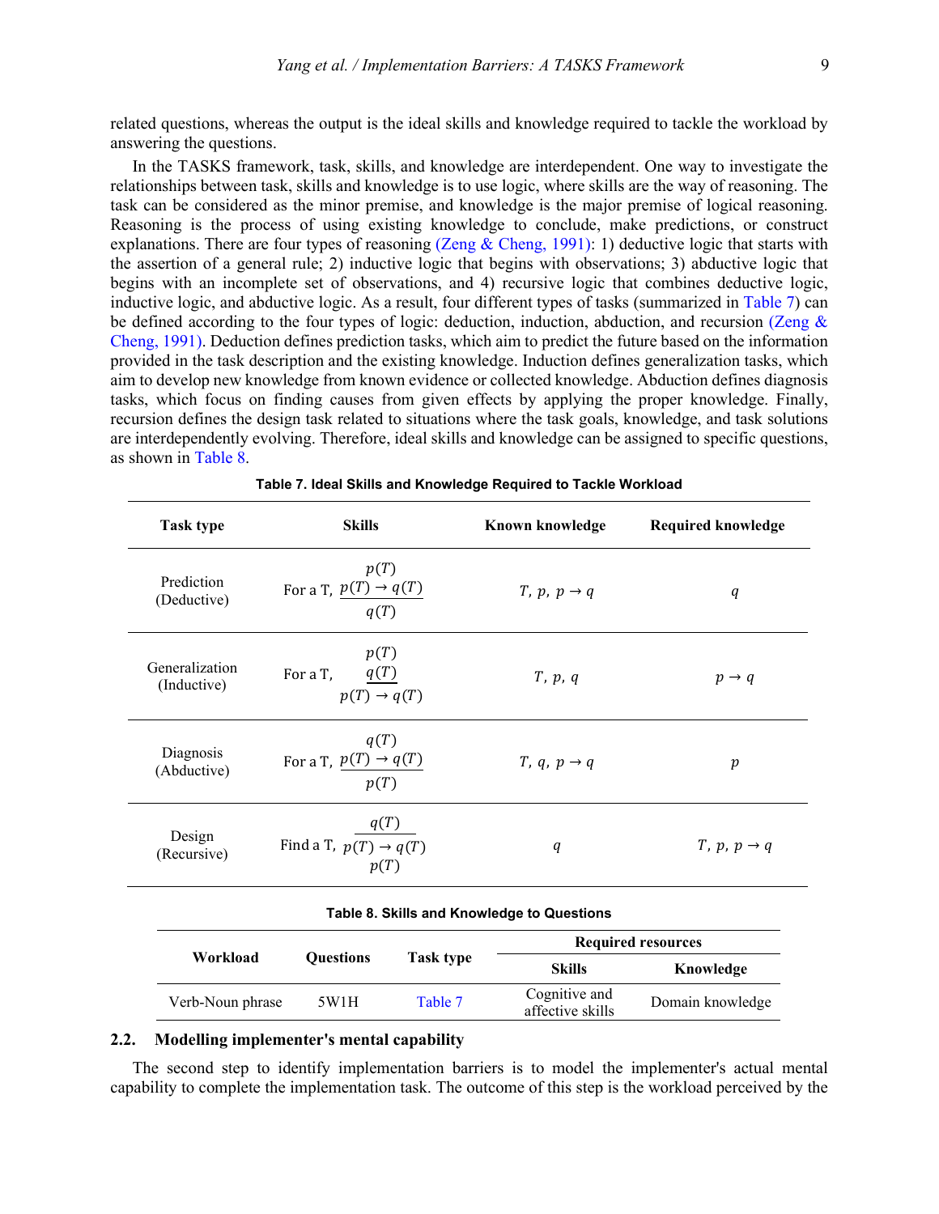related questions, whereas the output is the ideal skills and knowledge required to tackle the workload by answering the questions.

In the TASKS framework, task, skills, and knowledge are interdependent. One way to investigate the relationships between task, skills and knowledge is to use logic, where skills are the way of reasoning. The task can be considered as the minor premise, and knowledge is the major premise of logical reasoning. Reasoning is the process of using existing knowledge to conclude, make predictions, or construct explanations. There are four types of reasoning (Zeng & Cheng, 1991): 1) deductive logic that starts with the assertion of a general rule; 2) inductive logic that begins with observations; 3) abductive logic that begins with an incomplete set of observations, and 4) recursive logic that combines deductive logic, inductive logic, and abductive logic. As a result, four different types of tasks (summarized in Table 7) can be defined according to the four types of logic: deduction, induction, abduction, and recursion (Zeng & Cheng, 1991). Deduction defines prediction tasks, which aim to predict the future based on the information provided in the task description and the existing knowledge. Induction defines generalization tasks, which aim to develop new knowledge from known evidence or collected knowledge. Abduction defines diagnosis tasks, which focus on finding causes from given effects by applying the proper knowledge. Finally, recursion defines the design task related to situations where the task goals, knowledge, and task solutions are interdependently evolving. Therefore, ideal skills and knowledge can be assigned to specific questions, as shown in Table 8.

**Table 7. Ideal Skills and Knowledge Required to Tackle Workload**

| Task type | Skills | Known knowledge | Required knowledge |
|---|---|---|---|
| Prediction (Deductive) | For a T, $\dfrac{p(T) \quad p(T) \rightarrow q(T)}{q(T)}$ | $T,\ p,\ p \rightarrow q$ | $q$ |
| Generalization (Inductive) | For a T, $\dfrac{p(T) \quad q(T)}{p(T) \rightarrow q(T)}$ | $T,\ p,\ q$ | $p \rightarrow q$ |
| Diagnosis (Abductive) | For a T, $\dfrac{q(T) \quad p(T) \rightarrow q(T)}{p(T)}$ | $T,\ q,\ p \rightarrow q$ | $p$ |
| Design (Recursive) | Find a T, $\dfrac{q(T)}{p(T) \rightarrow q(T) \quad p(T)}$ | $q$ | $T,\ p,\ p \rightarrow q$ |

**Table 8. Skills and Knowledge to Questions**

| Workload | Questions | Task type | Required resources | |
|---|---|---|---|---|
| | | | Skills | Knowledge |
| Verb-Noun phrase | 5W1H | Table 7 | Cognitive and affective skills | Domain knowledge |

## 2.2. Modelling implementer's mental capability

The second step to identify implementation barriers is to model the implementer's actual mental capability to complete the implementation task. The outcome of this step is the workload perceived by the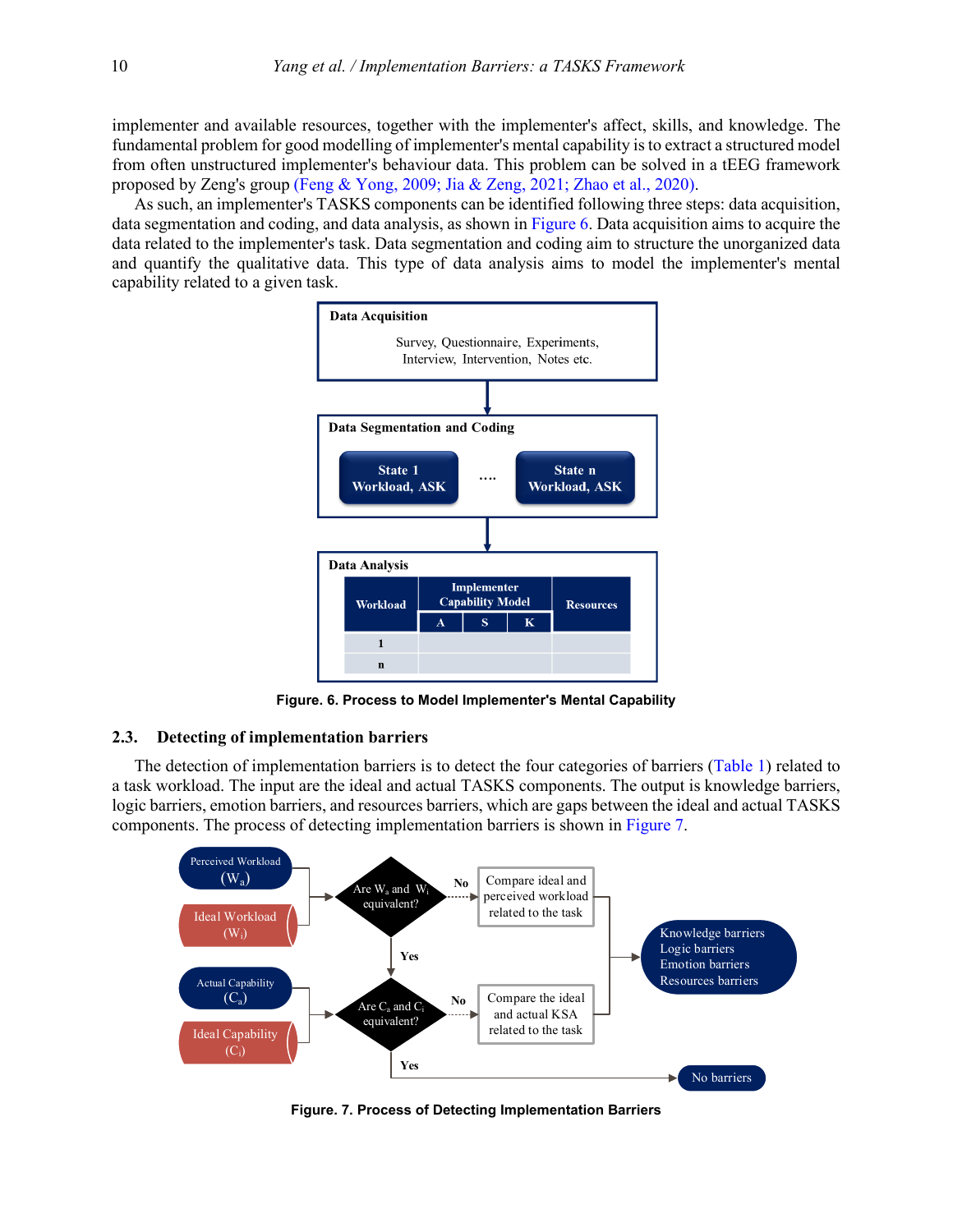implementer and available resources, together with the implementer's affect, skills, and knowledge. The fundamental problem for good modelling of implementer's mental capability is to extract a structured model from often unstructured implementer's behaviour data. This problem can be solved in a tEEG framework proposed by Zeng's group (Feng & Yong, 2009; Jia & Zeng, 2021; Zhao et al., 2020).

As such, an implementer's TASKS components can be identified following three steps: data acquisition, data segmentation and coding, and data analysis, as shown in Figure 6. Data acquisition aims to acquire the data related to the implementer's task. Data segmentation and coding aim to structure the unorganized data and quantify the qualitative data. This type of data analysis aims to model the implementer's mental capability related to a given task.

Data Acquisition

Survey, Questionnaire, Experiments, Interview, Intervention, Notes etc.

Data Segmentation and Coding

State 1 Workload, ASK

....

State n Workload, ASK

Data Analysis

Workload

Implementer Capability Model

A

S

K

Resources

1

n

**Figure. 6. Process to Model Implementer's Mental Capability**

## 2.3. Detecting of implementation barriers

The detection of implementation barriers is to detect the four categories of barriers (Table 1) related to a task workload. The input are the ideal and actual TASKS components. The output is knowledge barriers, logic barriers, emotion barriers, and resources barriers, which are gaps between the ideal and actual TASKS components. The process of detecting implementation barriers is shown in Figure 7.

Perceived Workload ($W_a$)

Ideal Workload ($W_i$)

Are $W_a$ and $W_i$ equivalent?

No

Compare ideal and perceived workload related to the task

Yes

Actual Capability ($C_a$)

Ideal Capability ($C_i$)

Are $C_a$ and $C_i$ equivalent?

No

Compare the ideal and actual KSA related to the task

Knowledge barriers
Logic barriers
Emotion barriers
Resources barriers

Yes

No barriers

**Figure. 7. Process of Detecting Implementation Barriers**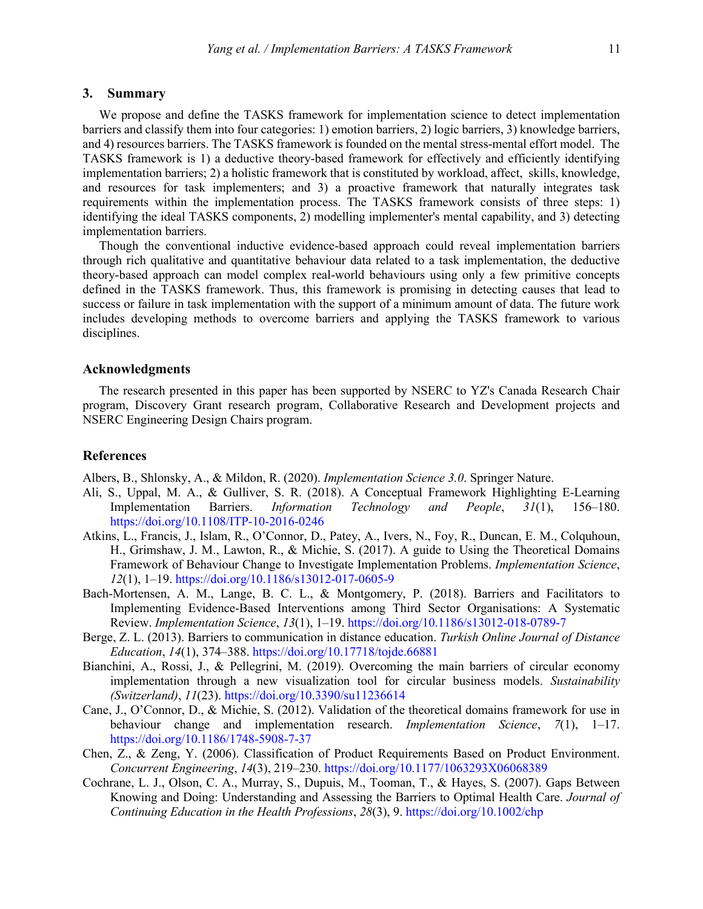## 3. Summary

We propose and define the TASKS framework for implementation science to detect implementation barriers and classify them into four categories: 1) emotion barriers, 2) logic barriers, 3) knowledge barriers, and 4) resources barriers. The TASKS framework is founded on the mental stress-mental effort model. The TASKS framework is 1) a deductive theory-based framework for effectively and efficiently identifying implementation barriers; 2) a holistic framework that is constituted by workload, affect, skills, knowledge, and resources for task implementers; and 3) a proactive framework that naturally integrates task requirements within the implementation process. The TASKS framework consists of three steps: 1) identifying the ideal TASKS components, 2) modelling implementer's mental capability, and 3) detecting implementation barriers.

Though the conventional inductive evidence-based approach could reveal implementation barriers through rich qualitative and quantitative behaviour data related to a task implementation, the deductive theory-based approach can model complex real-world behaviours using only a few primitive concepts defined in the TASKS framework. Thus, this framework is promising in detecting causes that lead to success or failure in task implementation with the support of a minimum amount of data. The future work includes developing methods to overcome barriers and applying the TASKS framework to various disciplines.

### Acknowledgments

The research presented in this paper has been supported by NSERC to YZ's Canada Research Chair program, Discovery Grant research program, Collaborative Research and Development projects and NSERC Engineering Design Chairs program.

### References

Albers, B., Shlonsky, A., & Mildon, R. (2020). *Implementation Science 3.0*. Springer Nature.

Ali, S., Uppal, M. A., & Gulliver, S. R. (2018). A Conceptual Framework Highlighting E-Learning Implementation Barriers. *Information Technology and People*, *31*(1), 156–180. https://doi.org/10.1108/ITP-10-2016-0246

Atkins, L., Francis, J., Islam, R., O'Connor, D., Patey, A., Ivers, N., Foy, R., Duncan, E. M., Colquhoun, H., Grimshaw, J. M., Lawton, R., & Michie, S. (2017). A guide to Using the Theoretical Domains Framework of Behaviour Change to Investigate Implementation Problems. *Implementation Science*, *12*(1), 1–19. https://doi.org/10.1186/s13012-017-0605-9

Bach-Mortensen, A. M., Lange, B. C. L., & Montgomery, P. (2018). Barriers and Facilitators to Implementing Evidence-Based Interventions among Third Sector Organisations: A Systematic Review. *Implementation Science*, *13*(1), 1–19. https://doi.org/10.1186/s13012-018-0789-7

Berge, Z. L. (2013). Barriers to communication in distance education. *Turkish Online Journal of Distance Education*, *14*(1), 374–388. https://doi.org/10.17718/tojde.66881

Bianchini, A., Rossi, J., & Pellegrini, M. (2019). Overcoming the main barriers of circular economy implementation through a new visualization tool for circular business models. *Sustainability (Switzerland)*, *11*(23). https://doi.org/10.3390/su11236614

Cane, J., O'Connor, D., & Michie, S. (2012). Validation of the theoretical domains framework for use in behaviour change and implementation research. *Implementation Science*, *7*(1), 1–17. https://doi.org/10.1186/1748-5908-7-37

Chen, Z., & Zeng, Y. (2006). Classification of Product Requirements Based on Product Environment. *Concurrent Engineering*, *14*(3), 219–230. https://doi.org/10.1177/1063293X06068389

Cochrane, L. J., Olson, C. A., Murray, S., Dupuis, M., Tooman, T., & Hayes, S. (2007). Gaps Between Knowing and Doing: Understanding and Assessing the Barriers to Optimal Health Care. *Journal of Continuing Education in the Health Professions*, *28*(3), 9. https://doi.org/10.1002/chp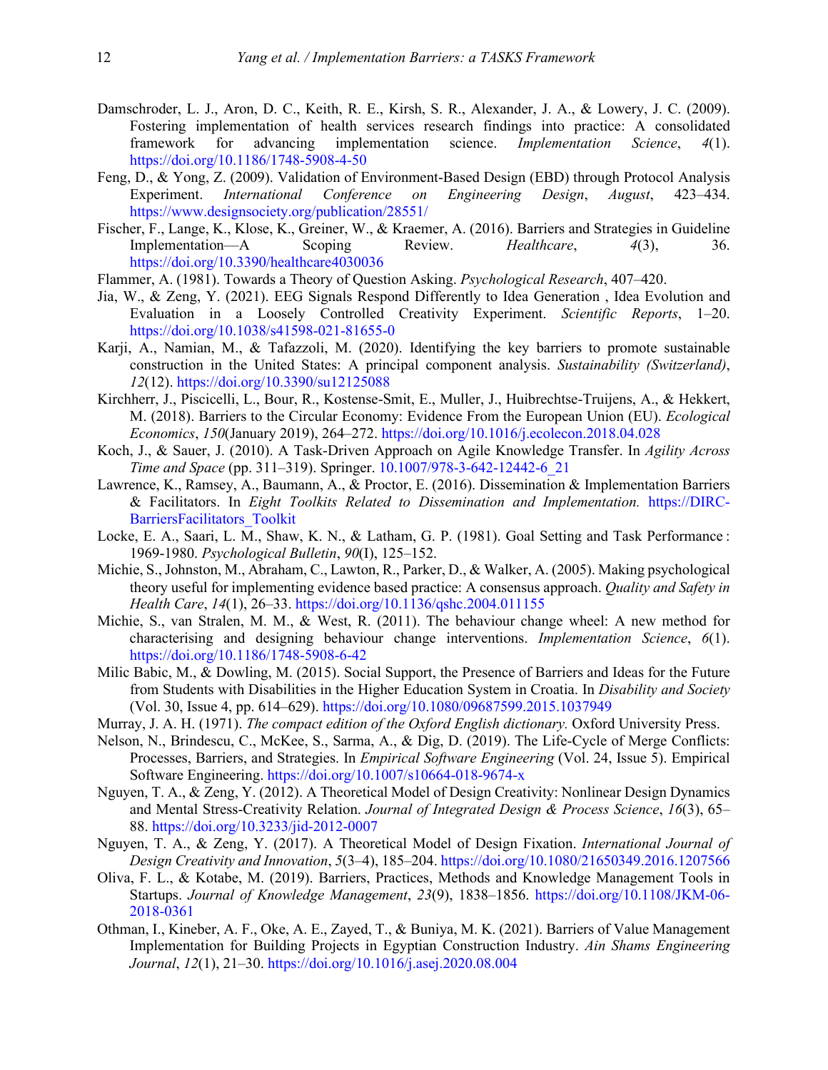Damschroder, L. J., Aron, D. C., Keith, R. E., Kirsh, S. R., Alexander, J. A., & Lowery, J. C. (2009). Fostering implementation of health services research findings into practice: A consolidated framework for advancing implementation science. *Implementation Science*, *4*(1). https://doi.org/10.1186/1748-5908-4-50

Feng, D., & Yong, Z. (2009). Validation of Environment-Based Design (EBD) through Protocol Analysis Experiment. *International Conference on Engineering Design*, *August*, 423–434. https://www.designsociety.org/publication/28551/

Fischer, F., Lange, K., Klose, K., Greiner, W., & Kraemer, A. (2016). Barriers and Strategies in Guideline Implementation—A Scoping Review. *Healthcare*, *4*(3), 36. https://doi.org/10.3390/healthcare4030036

Flammer, A. (1981). Towards a Theory of Question Asking. *Psychological Research*, 407–420.

Jia, W., & Zeng, Y. (2021). EEG Signals Respond Differently to Idea Generation , Idea Evolution and Evaluation in a Loosely Controlled Creativity Experiment. *Scientific Reports*, 1–20. https://doi.org/10.1038/s41598-021-81655-0

Karji, A., Namian, M., & Tafazzoli, M. (2020). Identifying the key barriers to promote sustainable construction in the United States: A principal component analysis. *Sustainability (Switzerland)*, *12*(12). https://doi.org/10.3390/su12125088

Kirchherr, J., Piscicelli, L., Bour, R., Kostense-Smit, E., Muller, J., Huibrechtse-Truijens, A., & Hekkert, M. (2018). Barriers to the Circular Economy: Evidence From the European Union (EU). *Ecological Economics*, *150*(January 2019), 264–272. https://doi.org/10.1016/j.ecolecon.2018.04.028

Koch, J., & Sauer, J. (2010). A Task-Driven Approach on Agile Knowledge Transfer. In *Agility Across Time and Space* (pp. 311–319). Springer. 10.1007/978-3-642-12442-6_21

Lawrence, K., Ramsey, A., Baumann, A., & Proctor, E. (2016). Dissemination & Implementation Barriers & Facilitators. In *Eight Toolkits Related to Dissemination and Implementation.* https://DIRC-BarriersFacilitators_Toolkit

Locke, E. A., Saari, L. M., Shaw, K. N., & Latham, G. P. (1981). Goal Setting and Task Performance : 1969-1980. *Psychological Bulletin*, *90*(I), 125–152.

Michie, S., Johnston, M., Abraham, C., Lawton, R., Parker, D., & Walker, A. (2005). Making psychological theory useful for implementing evidence based practice: A consensus approach. *Quality and Safety in Health Care*, *14*(1), 26–33. https://doi.org/10.1136/qshc.2004.011155

Michie, S., van Stralen, M. M., & West, R. (2011). The behaviour change wheel: A new method for characterising and designing behaviour change interventions. *Implementation Science*, *6*(1). https://doi.org/10.1186/1748-5908-6-42

Milic Babic, M., & Dowling, M. (2015). Social Support, the Presence of Barriers and Ideas for the Future from Students with Disabilities in the Higher Education System in Croatia. In *Disability and Society* (Vol. 30, Issue 4, pp. 614–629). https://doi.org/10.1080/09687599.2015.1037949

Murray, J. A. H. (1971). *The compact edition of the Oxford English dictionary.* Oxford University Press.

Nelson, N., Brindescu, C., McKee, S., Sarma, A., & Dig, D. (2019). The Life-Cycle of Merge Conflicts: Processes, Barriers, and Strategies. In *Empirical Software Engineering* (Vol. 24, Issue 5). Empirical Software Engineering. https://doi.org/10.1007/s10664-018-9674-x

Nguyen, T. A., & Zeng, Y. (2012). A Theoretical Model of Design Creativity: Nonlinear Design Dynamics and Mental Stress-Creativity Relation. *Journal of Integrated Design & Process Science*, *16*(3), 65–88. https://doi.org/10.3233/jid-2012-0007

Nguyen, T. A., & Zeng, Y. (2017). A Theoretical Model of Design Fixation. *International Journal of Design Creativity and Innovation*, *5*(3–4), 185–204. https://doi.org/10.1080/21650349.2016.1207566

Oliva, F. L., & Kotabe, M. (2019). Barriers, Practices, Methods and Knowledge Management Tools in Startups. *Journal of Knowledge Management*, *23*(9), 1838–1856. https://doi.org/10.1108/JKM-06-2018-0361

Othman, I., Kineber, A. F., Oke, A. E., Zayed, T., & Buniya, M. K. (2021). Barriers of Value Management Implementation for Building Projects in Egyptian Construction Industry. *Ain Shams Engineering Journal*, *12*(1), 21–30. https://doi.org/10.1016/j.asej.2020.08.004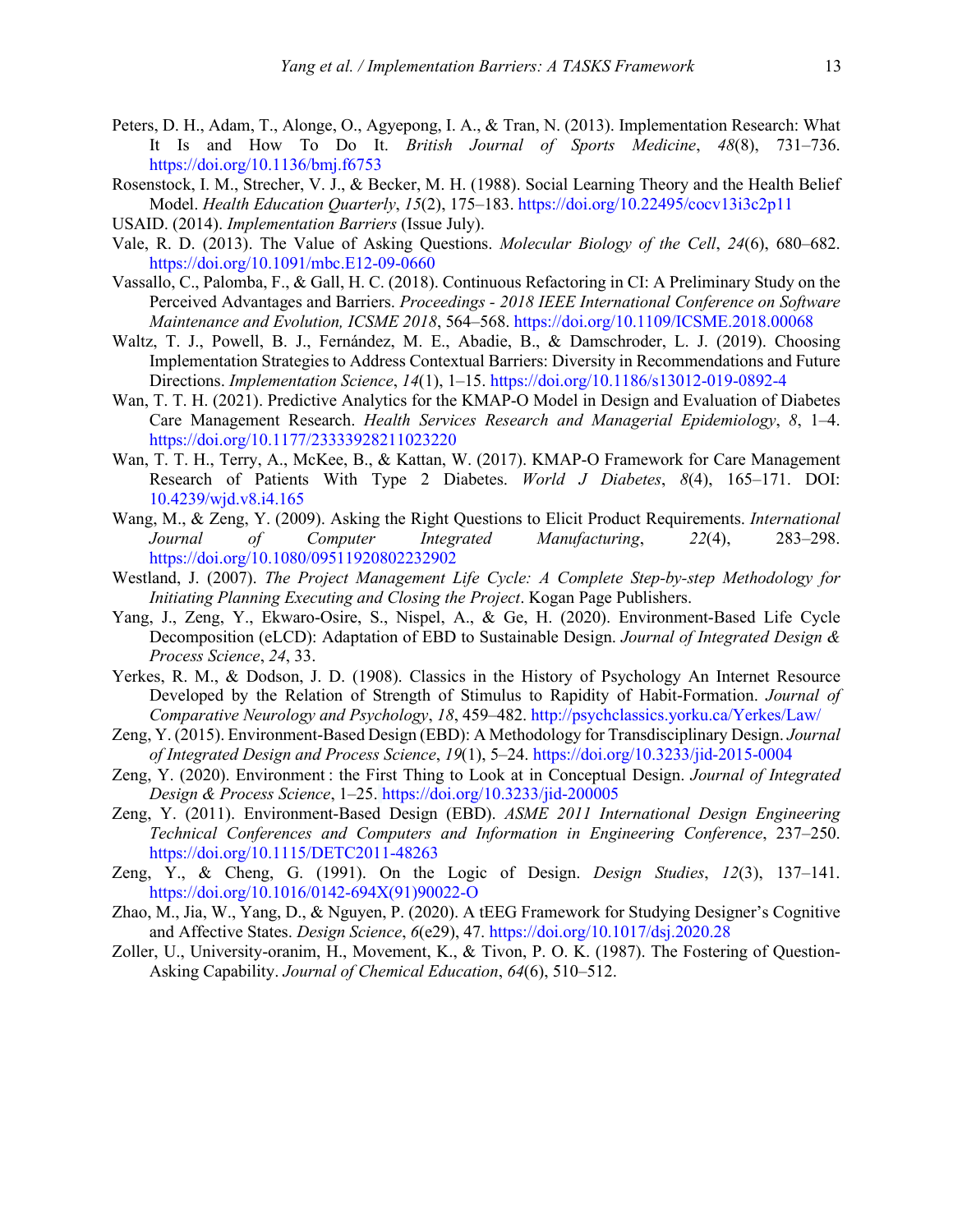Peters, D. H., Adam, T., Alonge, O., Agyepong, I. A., & Tran, N. (2013). Implementation Research: What It Is and How To Do It. *British Journal of Sports Medicine*, *48*(8), 731–736. https://doi.org/10.1136/bmj.f6753

Rosenstock, I. M., Strecher, V. J., & Becker, M. H. (1988). Social Learning Theory and the Health Belief Model. *Health Education Quarterly*, *15*(2), 175–183. https://doi.org/10.22495/cocv13i3c2p11

USAID. (2014). *Implementation Barriers* (Issue July).

Vale, R. D. (2013). The Value of Asking Questions. *Molecular Biology of the Cell*, *24*(6), 680–682. https://doi.org/10.1091/mbc.E12-09-0660

Vassallo, C., Palomba, F., & Gall, H. C. (2018). Continuous Refactoring in CI: A Preliminary Study on the Perceived Advantages and Barriers. *Proceedings - 2018 IEEE International Conference on Software Maintenance and Evolution, ICSME 2018*, 564–568. https://doi.org/10.1109/ICSME.2018.00068

Waltz, T. J., Powell, B. J., Fernández, M. E., Abadie, B., & Damschroder, L. J. (2019). Choosing Implementation Strategies to Address Contextual Barriers: Diversity in Recommendations and Future Directions. *Implementation Science*, *14*(1), 1–15. https://doi.org/10.1186/s13012-019-0892-4

Wan, T. T. H. (2021). Predictive Analytics for the KMAP-O Model in Design and Evaluation of Diabetes Care Management Research. *Health Services Research and Managerial Epidemiology*, *8*, 1–4. https://doi.org/10.1177/23333928211023220

Wan, T. T. H., Terry, A., McKee, B., & Kattan, W. (2017). KMAP-O Framework for Care Management Research of Patients With Type 2 Diabetes. *World J Diabetes*, *8*(4), 165–171. DOI: 10.4239/wjd.v8.i4.165

Wang, M., & Zeng, Y. (2009). Asking the Right Questions to Elicit Product Requirements. *International Journal of Computer Integrated Manufacturing*, *22*(4), 283–298. https://doi.org/10.1080/09511920802232902

Westland, J. (2007). *The Project Management Life Cycle: A Complete Step-by-step Methodology for Initiating Planning Executing and Closing the Project*. Kogan Page Publishers.

Yang, J., Zeng, Y., Ekwaro-Osire, S., Nispel, A., & Ge, H. (2020). Environment-Based Life Cycle Decomposition (eLCD): Adaptation of EBD to Sustainable Design. *Journal of Integrated Design & Process Science*, *24*, 33.

Yerkes, R. M., & Dodson, J. D. (1908). Classics in the History of Psychology An Internet Resource Developed by the Relation of Strength of Stimulus to Rapidity of Habit-Formation. *Journal of Comparative Neurology and Psychology*, *18*, 459–482. http://psychclassics.yorku.ca/Yerkes/Law/

Zeng, Y. (2015). Environment-Based Design (EBD): A Methodology for Transdisciplinary Design. *Journal of Integrated Design and Process Science*, *19*(1), 5–24. https://doi.org/10.3233/jid-2015-0004

Zeng, Y. (2020). Environment : the First Thing to Look at in Conceptual Design. *Journal of Integrated Design & Process Science*, 1–25. https://doi.org/10.3233/jid-200005

Zeng, Y. (2011). Environment-Based Design (EBD). *ASME 2011 International Design Engineering Technical Conferences and Computers and Information in Engineering Conference*, 237–250. https://doi.org/10.1115/DETC2011-48263

Zeng, Y., & Cheng, G. (1991). On the Logic of Design. *Design Studies*, *12*(3), 137–141. https://doi.org/10.1016/0142-694X(91)90022-O

Zhao, M., Jia, W., Yang, D., & Nguyen, P. (2020). A tEEG Framework for Studying Designer's Cognitive and Affective States. *Design Science*, *6*(e29), 47. https://doi.org/10.1017/dsj.2020.28

Zoller, U., University-oranim, H., Movement, K., & Tivon, P. O. K. (1987). The Fostering of Question-Asking Capability. *Journal of Chemical Education*, *64*(6), 510–512.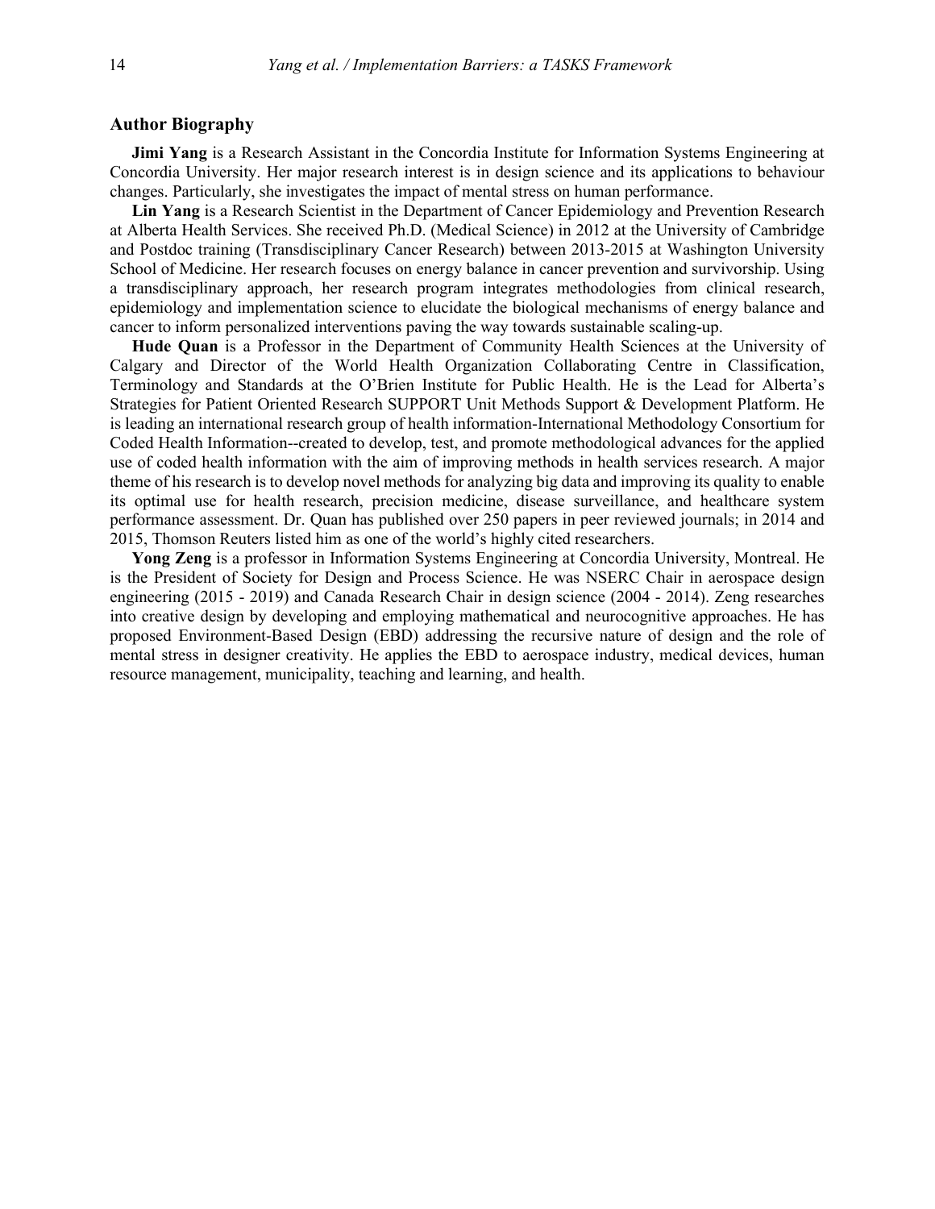## Author Biography

**Jimi Yang** is a Research Assistant in the Concordia Institute for Information Systems Engineering at Concordia University. Her major research interest is in design science and its applications to behaviour changes. Particularly, she investigates the impact of mental stress on human performance.

**Lin Yang** is a Research Scientist in the Department of Cancer Epidemiology and Prevention Research at Alberta Health Services. She received Ph.D. (Medical Science) in 2012 at the University of Cambridge and Postdoc training (Transdisciplinary Cancer Research) between 2013-2015 at Washington University School of Medicine. Her research focuses on energy balance in cancer prevention and survivorship. Using a transdisciplinary approach, her research program integrates methodologies from clinical research, epidemiology and implementation science to elucidate the biological mechanisms of energy balance and cancer to inform personalized interventions paving the way towards sustainable scaling-up.

**Hude Quan** is a Professor in the Department of Community Health Sciences at the University of Calgary and Director of the World Health Organization Collaborating Centre in Classification, Terminology and Standards at the O'Brien Institute for Public Health. He is the Lead for Alberta's Strategies for Patient Oriented Research SUPPORT Unit Methods Support & Development Platform. He is leading an international research group of health information-International Methodology Consortium for Coded Health Information--created to develop, test, and promote methodological advances for the applied use of coded health information with the aim of improving methods in health services research. A major theme of his research is to develop novel methods for analyzing big data and improving its quality to enable its optimal use for health research, precision medicine, disease surveillance, and healthcare system performance assessment. Dr. Quan has published over 250 papers in peer reviewed journals; in 2014 and 2015, Thomson Reuters listed him as one of the world's highly cited researchers.

**Yong Zeng** is a professor in Information Systems Engineering at Concordia University, Montreal. He is the President of Society for Design and Process Science. He was NSERC Chair in aerospace design engineering (2015 - 2019) and Canada Research Chair in design science (2004 - 2014). Zeng researches into creative design by developing and employing mathematical and neurocognitive approaches. He has proposed Environment-Based Design (EBD) addressing the recursive nature of design and the role of mental stress in designer creativity. He applies the EBD to aerospace industry, medical devices, human resource management, municipality, teaching and learning, and health.